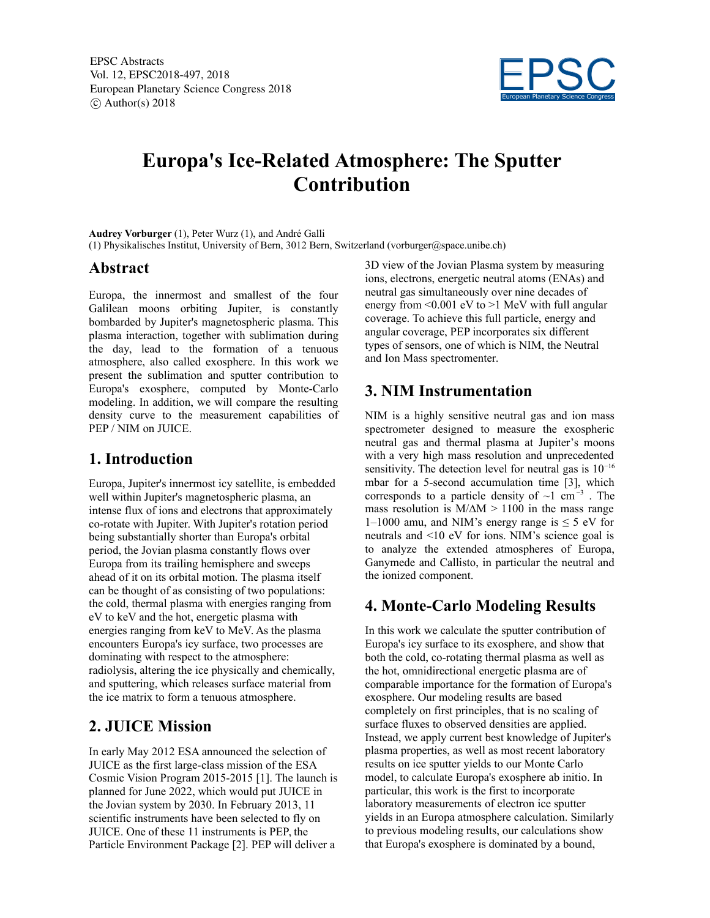# Europa's Ice-Related Atmosphere: The Sputter Contribution

**Audrey Vorburger** (1), Peter Wurz (1), and André Galli

(1) Physikalisches Institut, University of Bern, 3012 Bern, Switzerland (vorburger@space.unibe.ch)

## Abstract

Europa, the innermost and smallest of the four Galilean moons orbiting Jupiter, is constantly bombarded by Jupiter's magnetospheric plasma. This plasma interaction, together with sublimation during the day, lead to the formation of a tenuous atmosphere, also called exosphere. In this work we present the sublimation and sputter contribution to Europa's exosphere, computed by Monte-Carlo modeling. In addition, we will compare the resulting density curve to the measurement capabilities of PEP / NIM on JUICE.

## 1. Introduction

Europa, Jupiter's innermost icy satellite, is embedded well within Jupiter's magnetospheric plasma, an intense flux of ions and electrons that approximately co-rotate with Jupiter. With Jupiter's rotation period being substantially shorter than Europa's orbital period, the Jovian plasma constantly flows over Europa from its trailing hemisphere and sweeps ahead of it on its orbital motion. The plasma itself can be thought of as consisting of two populations: the cold, thermal plasma with energies ranging from eV to keV and the hot, energetic plasma with energies ranging from keV to MeV. As the plasma encounters Europa's icy surface, two processes are dominating with respect to the atmosphere: radiolysis, altering the ice physically and chemically, and sputtering, which releases surface material from the ice matrix to form a tenuous atmosphere.

## 2. JUICE Mission

In early May 2012 ESA announced the selection of JUICE as the first large-class mission of the ESA Cosmic Vision Program 2015-2015 [1]. The launch is planned for June 2022, which would put JUICE in the Jovian system by 2030. In February 2013, 11 scientific instruments have been selected to fly on JUICE. One of these 11 instruments is PEP, the Particle Environment Package [2]. PEP will deliver a 3D view of the Jovian Plasma system by measuring ions, electrons, energetic neutral atoms (ENAs) and neutral gas simultaneously over nine decades of energy from <0.001 eV to >1 MeV with full angular coverage. To achieve this full particle, energy and angular coverage, PEP incorporates six different types of sensors, one of which is NIM, the Neutral and Ion Mass spectromenter.

## 3. NIM Instrumentation

NIM is a highly sensitive neutral gas and ion mass spectrometer designed to measure the exospheric neutral gas and thermal plasma at Jupiter's moons with a very high mass resolution and unprecedented sensitivity. The detection level for neutral gas is $10^{-16}$ mbar for a 5-second accumulation time [3], which corresponds to a particle density of ~1 $cm^{-3}$ . The mass resolution is $M/\Delta M > 1100$ in the mass range 1–1000 amu, and NIM's energy range is $\leq 5$ eV for neutrals and <10 eV for ions. NIM's science goal is to analyze the extended atmospheres of Europa, Ganymede and Callisto, in particular the neutral and the ionized component.

## 4. Monte-Carlo Modeling Results

In this work we calculate the sputter contribution of Europa's icy surface to its exosphere, and show that both the cold, co-rotating thermal plasma as well as the hot, omnidirectional energetic plasma are of comparable importance for the formation of Europa's exosphere. Our modeling results are based completely on first principles, that is no scaling of surface fluxes to observed densities are applied. Instead, we apply current best knowledge of Jupiter's plasma properties, as well as most recent laboratory results on ice sputter yields to our Monte Carlo model, to calculate Europa's exosphere ab initio. In particular, this work is the first to incorporate laboratory measurements of electron ice sputter yields in an Europa atmosphere calculation. Similarly to previous modeling results, our calculations show that Europa's exosphere is dominated by a bound,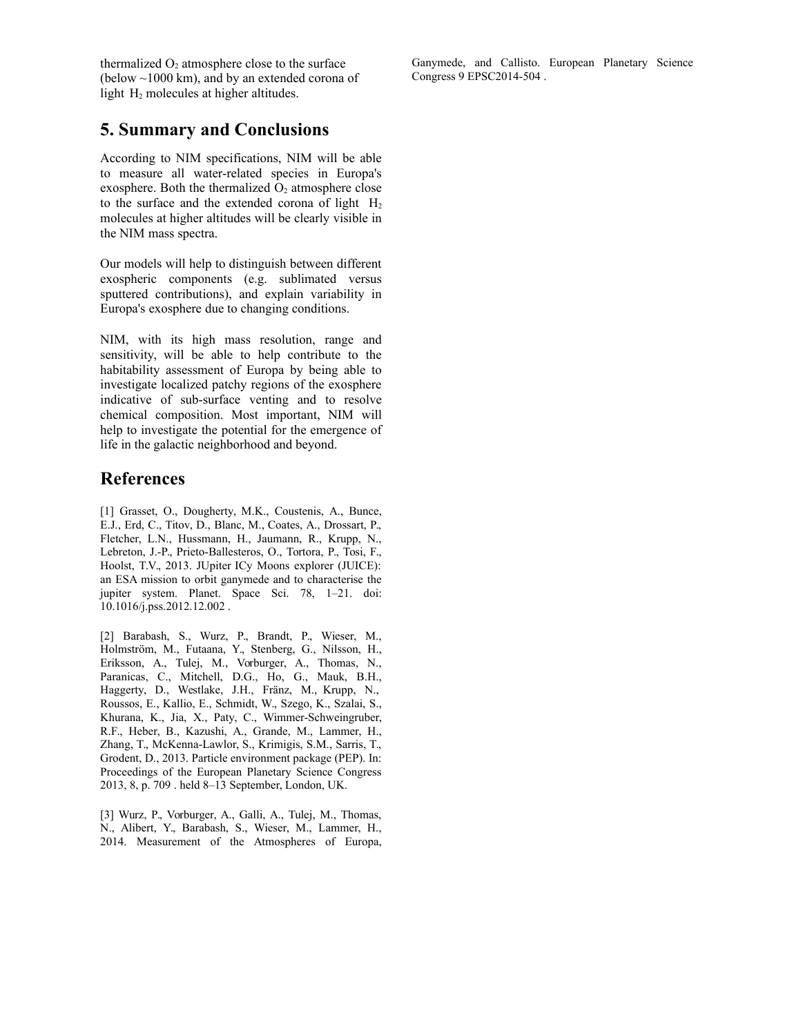thermalized $O_2$ atmosphere close to the surface (below ~1000 km), and by an extended corona of light $H_2$ molecules at higher altitudes.

## 5. Summary and Conclusions

According to NIM specifications, NIM will be able to measure all water-related species in Europa's exosphere. Both the thermalized $O_2$ atmosphere close to the surface and the extended corona of light $H_2$ molecules at higher altitudes will be clearly visible in the NIM mass spectra.

Our models will help to distinguish between different exospheric components (e.g. sublimated versus sputtered contributions), and explain variability in Europa's exosphere due to changing conditions.

NIM, with its high mass resolution, range and sensitivity, will be able to help contribute to the habitability assessment of Europa by being able to investigate localized patchy regions of the exosphere indicative of sub-surface venting and to resolve chemical composition. Most important, NIM will help to investigate the potential for the emergence of life in the galactic neighborhood and beyond.

## References

[1] Grasset, O., Dougherty, M.K., Coustenis, A., Bunce, E.J., Erd, C., Titov, D., Blanc, M., Coates, A., Drossart, P., Fletcher, L.N., Hussmann, H., Jaumann, R., Krupp, N., Lebreton, J.-P., Prieto-Ballesteros, O., Tortora, P., Tosi, F., Hoolst, T.V., 2013. JUpiter ICy Moons explorer (JUICE): an ESA mission to orbit ganymede and to characterise the jupiter system. Planet. Space Sci. 78, 1–21. doi: 10.1016/j.pss.2012.12.002 .

[2] Barabash, S., Wurz, P., Brandt, P., Wieser, M., Holmström, M., Futaana, Y., Stenberg, G., Nilsson, H., Eriksson, A., Tulej, M., Vorburger, A., Thomas, N., Paranicas, C., Mitchell, D.G., Ho, G., Mauk, B.H., Haggerty, D., Westlake, J.H., Fränz, M., Krupp, N., Roussos, E., Kallio, E., Schmidt, W., Szego, K., Szalai, S., Khurana, K., Jia, X., Paty, C., Wimmer-Schweingruber, R.F., Heber, B., Kazushi, A., Grande, M., Lammer, H., Zhang, T., McKenna-Lawlor, S., Krimigis, S.M., Sarris, T., Grodent, D., 2013. Particle environment package (PEP). In: Proceedings of the European Planetary Science Congress 2013, 8, p. 709 . held 8–13 September, London, UK.

[3] Wurz, P., Vorburger, A., Galli, A., Tulej, M., Thomas, N., Alibert, Y., Barabash, S., Wieser, M., Lammer, H., 2014. Measurement of the Atmospheres of Europa, Ganymede, and Callisto. European Planetary Science Congress 9 EPSC2014-504 .